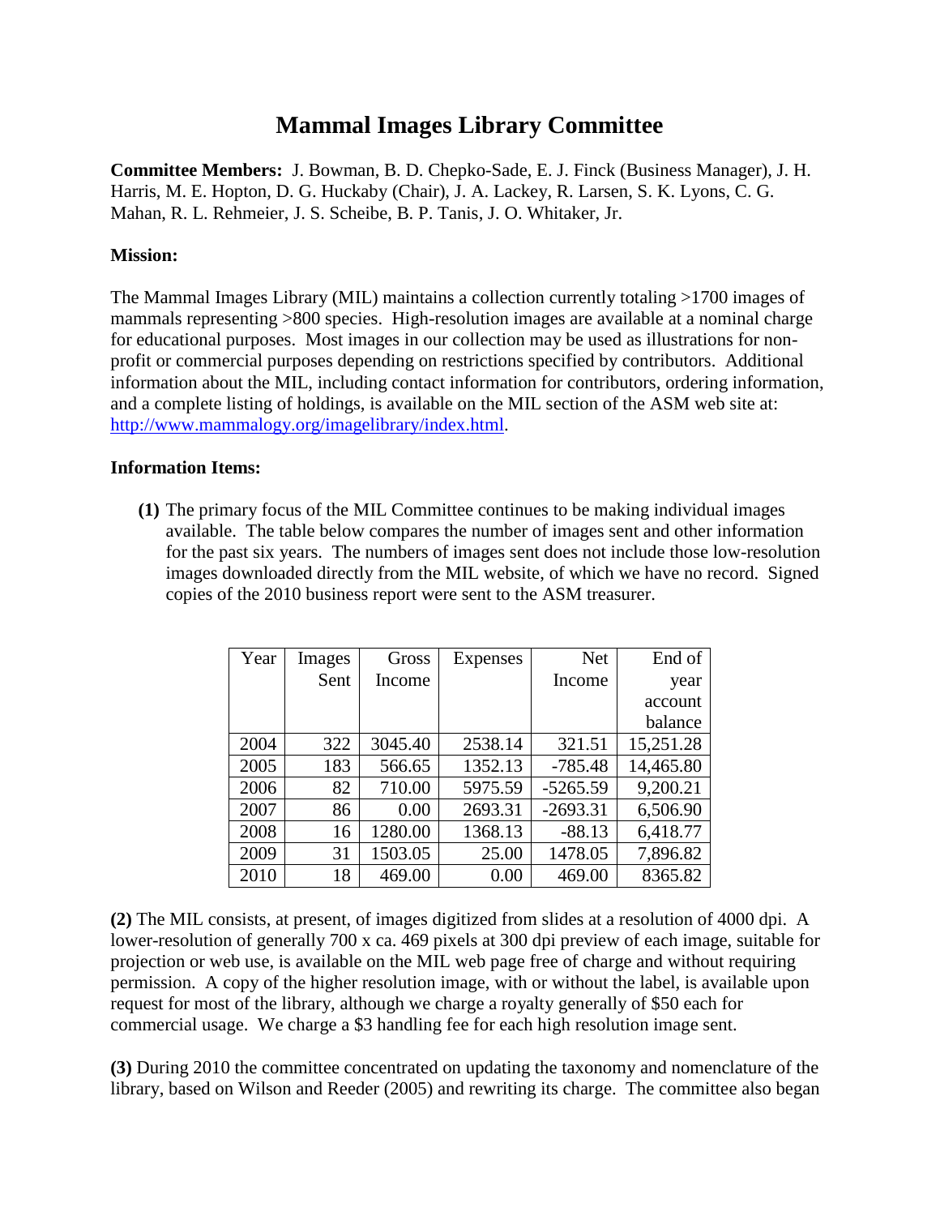# Mammal Images Library Committee

**Committee Members:** J. Bowman, B. D. Chepko-Sade, E. J. Finck (Business Manager), J. H. Harris, M. E. Hopton, D. G. Huckaby (Chair), J. A. Lackey, R. Larsen, S. K. Lyons, C. G. Mahan, R. L. Rehmeier, J. S. Scheibe, B. P. Tanis, J. O. Whitaker, Jr.

**Mission:**

The Mammal Images Library (MIL) maintains a collection currently totaling >1700 images of mammals representing >800 species. High-resolution images are available at a nominal charge for educational purposes. Most images in our collection may be used as illustrations for non-profit or commercial purposes depending on restrictions specified by contributors. Additional information about the MIL, including contact information for contributors, ordering information, and a complete listing of holdings, is available on the MIL section of the ASM web site at: http://www.mammalogy.org/imagelibrary/index.html.

**Information Items:**

**(1)** The primary focus of the MIL Committee continues to be making individual images available. The table below compares the number of images sent and other information for the past six years. The numbers of images sent does not include those low-resolution images downloaded directly from the MIL website, of which we have no record. Signed copies of the 2010 business report were sent to the ASM treasurer.

| Year | Images Sent | Gross Income | Expenses | Net Income | End of year account balance |
|---|---|---|---|---|---|
| 2004 | 322 | 3045.40 | 2538.14 | 321.51 | 15,251.28 |
| 2005 | 183 | 566.65 | 1352.13 | -785.48 | 14,465.80 |
| 2006 | 82 | 710.00 | 5975.59 | -5265.59 | 9,200.21 |
| 2007 | 86 | 0.00 | 2693.31 | -2693.31 | 6,506.90 |
| 2008 | 16 | 1280.00 | 1368.13 | -88.13 | 6,418.77 |
| 2009 | 31 | 1503.05 | 25.00 | 1478.05 | 7,896.82 |
| 2010 | 18 | 469.00 | 0.00 | 469.00 | 8365.82 |

**(2)** The MIL consists, at present, of images digitized from slides at a resolution of 4000 dpi. A lower-resolution of generally 700 x ca. 469 pixels at 300 dpi preview of each image, suitable for projection or web use, is available on the MIL web page free of charge and without requiring permission. A copy of the higher resolution image, with or without the label, is available upon request for most of the library, although we charge a royalty generally of $50 each for commercial usage. We charge a $3 handling fee for each high resolution image sent.

**(3)** During 2010 the committee concentrated on updating the taxonomy and nomenclature of the library, based on Wilson and Reeder (2005) and rewriting its charge. The committee also began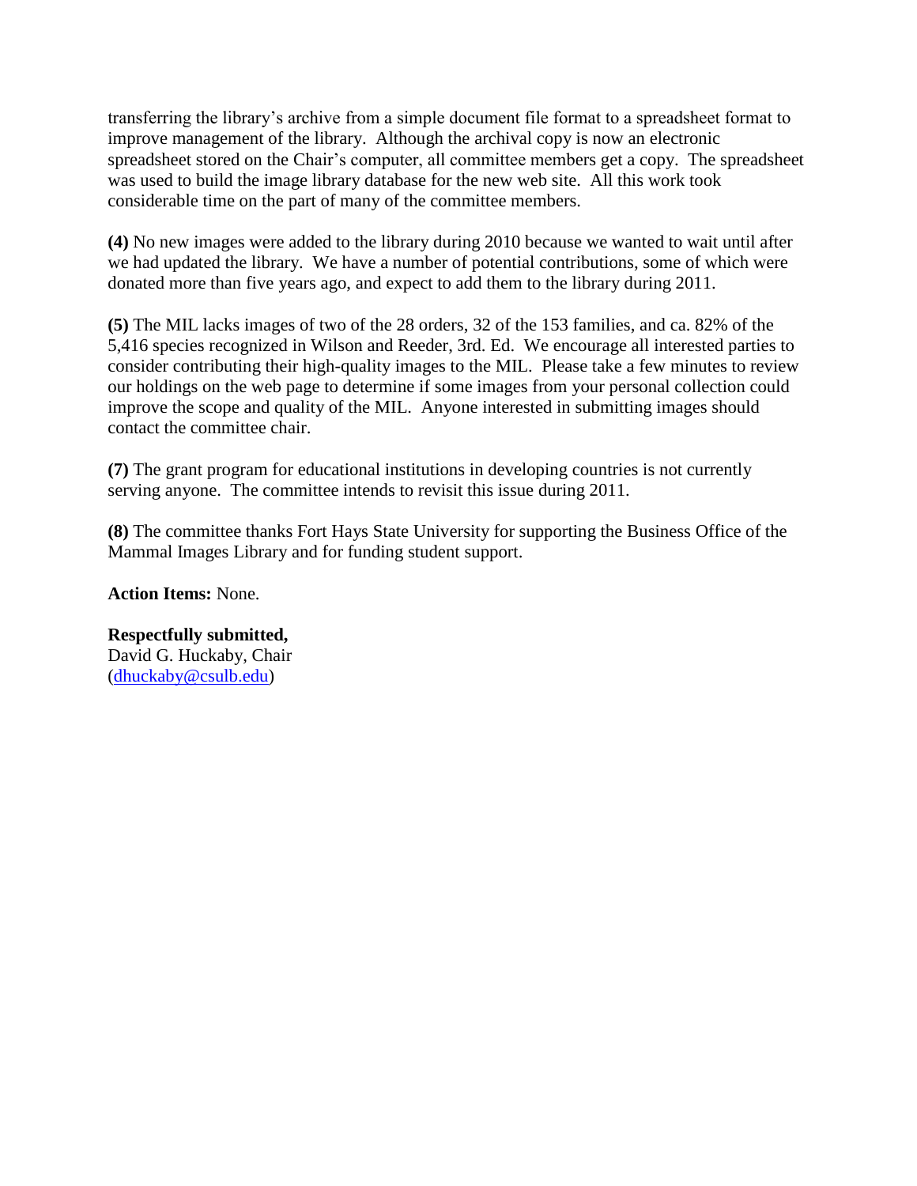transferring the library's archive from a simple document file format to a spreadsheet format to improve management of the library. Although the archival copy is now an electronic spreadsheet stored on the Chair's computer, all committee members get a copy. The spreadsheet was used to build the image library database for the new web site. All this work took considerable time on the part of many of the committee members.

**(4)** No new images were added to the library during 2010 because we wanted to wait until after we had updated the library. We have a number of potential contributions, some of which were donated more than five years ago, and expect to add them to the library during 2011.

**(5)** The MIL lacks images of two of the 28 orders, 32 of the 153 families, and ca. 82% of the 5,416 species recognized in Wilson and Reeder, 3rd. Ed. We encourage all interested parties to consider contributing their high-quality images to the MIL. Please take a few minutes to review our holdings on the web page to determine if some images from your personal collection could improve the scope and quality of the MIL. Anyone interested in submitting images should contact the committee chair.

**(7)** The grant program for educational institutions in developing countries is not currently serving anyone. The committee intends to revisit this issue during 2011.

**(8)** The committee thanks Fort Hays State University for supporting the Business Office of the Mammal Images Library and for funding student support.

**Action Items:** None.

**Respectfully submitted,**  
David G. Huckaby, Chair  
(dhuckaby@csulb.edu)